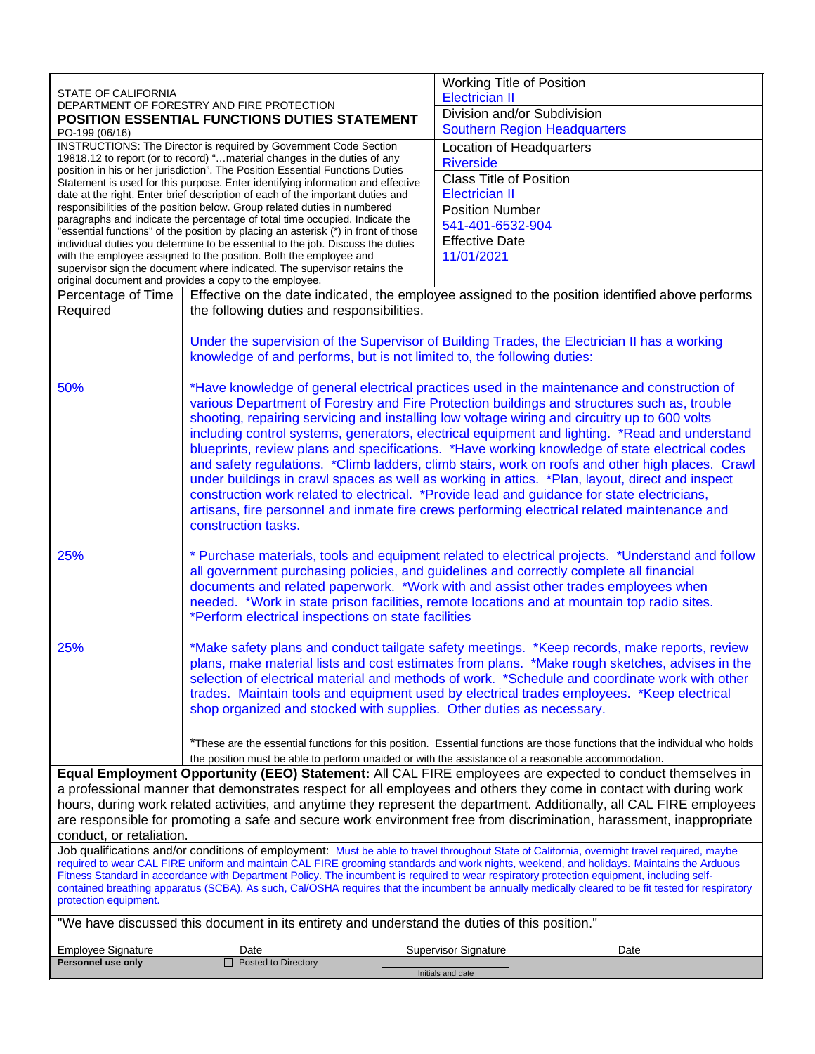STATE OF CALIFORNIA
DEPARTMENT OF FORESTRY AND FIRE PROTECTION

# POSITION ESSENTIAL FUNCTIONS DUTIES STATEMENT

PO-199 (06/16)

| | |
|---|---|
| Working Title of Position | Electrician II |
| Division and/or Subdivision | Southern Region Headquarters |
| Location of Headquarters | Riverside |
| Class Title of Position | Electrician II |
| Position Number | 541-401-6532-904 |
| Effective Date | 11/01/2021 |

INSTRUCTIONS: The Director is required by Government Code Section 19818.12 to report (or to record) "…material changes in the duties of any position in his or her jurisdiction". The Position Essential Functions Duties Statement is used for this purpose. Enter identifying information and effective date at the right. Enter brief description of each of the important duties and responsibilities of the position below. Group related duties in numbered paragraphs and indicate the percentage of total time occupied. Indicate the "essential functions" of the position by placing an asterisk (*) in front of those individual duties you determine to be essential to the job. Discuss the duties with the employee assigned to the position. Both the employee and supervisor sign the document where indicated. The supervisor retains the original document and provides a copy to the employee.

| Percentage of Time Required | Effective on the date indicated, the employee assigned to the position identified above performs the following duties and responsibilities. |
|---|---|
| | Under the supervision of the Supervisor of Building Trades, the Electrician II has a working knowledge of and performs, but is not limited to, the following duties: |
| 50% | *Have knowledge of general electrical practices used in the maintenance and construction of various Department of Forestry and Fire Protection buildings and structures such as, trouble shooting, repairing servicing and installing low voltage wiring and circuitry up to 600 volts including control systems, generators, electrical equipment and lighting. *Read and understand blueprints, review plans and specifications. *Have working knowledge of state electrical codes and safety regulations. *Climb ladders, climb stairs, work on roofs and other high places. Crawl under buildings in crawl spaces as well as working in attics. *Plan, layout, direct and inspect construction work related to electrical. *Provide lead and guidance for state electricians, artisans, fire personnel and inmate fire crews performing electrical related maintenance and construction tasks. |
| 25% | * Purchase materials, tools and equipment related to electrical projects. *Understand and follow all government purchasing policies, and guidelines and correctly complete all financial documents and related paperwork. *Work with and assist other trades employees when needed. *Work in state prison facilities, remote locations and at mountain top radio sites. *Perform electrical inspections on state facilities |
| 25% | *Make safety plans and conduct tailgate safety meetings. *Keep records, make reports, review plans, make material lists and cost estimates from plans. *Make rough sketches, advises in the selection of electrical material and methods of work. *Schedule and coordinate work with other trades. Maintain tools and equipment used by electrical trades employees. *Keep electrical shop organized and stocked with supplies. Other duties as necessary. |
| | *These are the essential functions for this position. Essential functions are those functions that the individual who holds the position must be able to perform unaided or with the assistance of a reasonable accommodation. |

**Equal Employment Opportunity (EEO) Statement:** All CAL FIRE employees are expected to conduct themselves in a professional manner that demonstrates respect for all employees and others they come in contact with during work hours, during work related activities, and anytime they represent the department. Additionally, all CAL FIRE employees are responsible for promoting a safe and secure work environment free from discrimination, harassment, inappropriate conduct, or retaliation.

Job qualifications and/or conditions of employment: Must be able to travel throughout State of California, overnight travel required, maybe required to wear CAL FIRE uniform and maintain CAL FIRE grooming standards and work nights, weekend, and holidays. Maintains the Arduous Fitness Standard in accordance with Department Policy. The incumbent is required to wear respiratory protection equipment, including self-contained breathing apparatus (SCBA). As such, Cal/OSHA requires that the incumbent be annually medically cleared to be fit tested for respiratory protection equipment.

"We have discussed this document in its entirety and understand the duties of this position."

| Employee Signature | Date | Supervisor Signature | Date |
|---|---|---|---|
| | | | |

**Personnel use only** ☐ Posted to Directory ________ Initials and date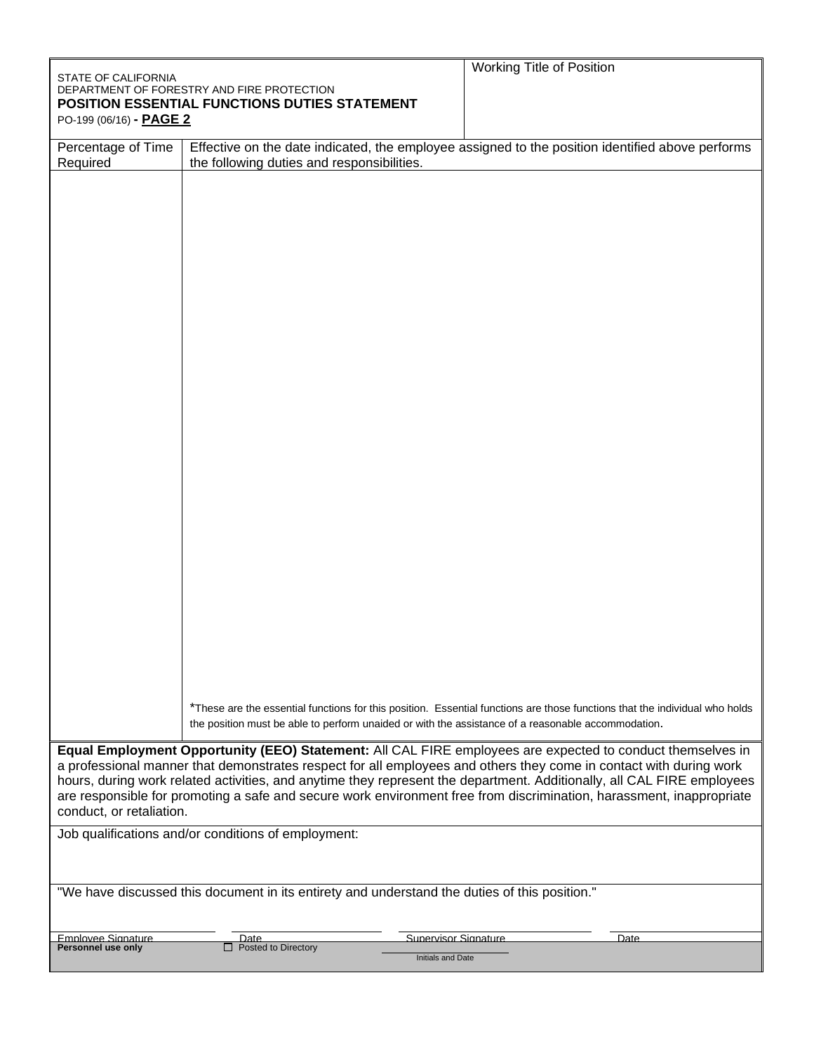STATE OF CALIFORNIA
DEPARTMENT OF FORESTRY AND FIRE PROTECTION
**POSITION ESSENTIAL FUNCTIONS DUTIES STATEMENT**
PO-199 (06/16) - **PAGE 2**

Working Title of Position

| Percentage of Time Required | Effective on the date indicated, the employee assigned to the position identified above performs the following duties and responsibilities. |
|---|---|
| | *These are the essential functions for this position. Essential functions are those functions that the individual who holds the position must be able to perform unaided or with the assistance of a reasonable accommodation. |

**Equal Employment Opportunity (EEO) Statement:** All CAL FIRE employees are expected to conduct themselves in a professional manner that demonstrates respect for all employees and others they come in contact with during work hours, during work related activities, and anytime they represent the department. Additionally, all CAL FIRE employees are responsible for promoting a safe and secure work environment free from discrimination, harassment, inappropriate conduct, or retaliation.

Job qualifications and/or conditions of employment:

"We have discussed this document in its entirety and understand the duties of this position."

Employee Signature

Date

Supervisor Signature

Date

**Personnel use only**

☐ Posted to Directory

Initials and Date